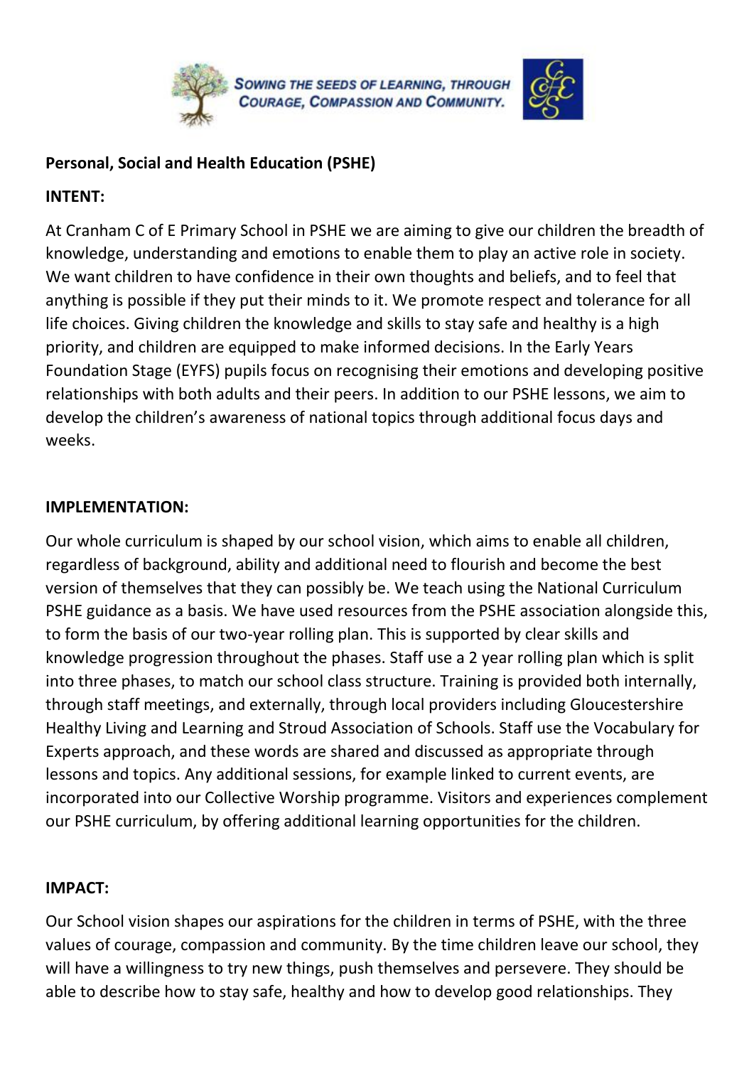SOWING THE SEEDS OF LEARNING, THROUGH COURAGE, COMPASSION AND COMMUNITY.

**Personal, Social and Health Education (PSHE)**

**INTENT:**

At Cranham C of E Primary School in PSHE we are aiming to give our children the breadth of knowledge, understanding and emotions to enable them to play an active role in society. We want children to have confidence in their own thoughts and beliefs, and to feel that anything is possible if they put their minds to it. We promote respect and tolerance for all life choices. Giving children the knowledge and skills to stay safe and healthy is a high priority, and children are equipped to make informed decisions. In the Early Years Foundation Stage (EYFS) pupils focus on recognising their emotions and developing positive relationships with both adults and their peers. In addition to our PSHE lessons, we aim to develop the children's awareness of national topics through additional focus days and weeks.

**IMPLEMENTATION:**

Our whole curriculum is shaped by our school vision, which aims to enable all children, regardless of background, ability and additional need to flourish and become the best version of themselves that they can possibly be. We teach using the National Curriculum PSHE guidance as a basis. We have used resources from the PSHE association alongside this, to form the basis of our two-year rolling plan. This is supported by clear skills and knowledge progression throughout the phases. Staff use a 2 year rolling plan which is split into three phases, to match our school class structure. Training is provided both internally, through staff meetings, and externally, through local providers including Gloucestershire Healthy Living and Learning and Stroud Association of Schools. Staff use the Vocabulary for Experts approach, and these words are shared and discussed as appropriate through lessons and topics. Any additional sessions, for example linked to current events, are incorporated into our Collective Worship programme. Visitors and experiences complement our PSHE curriculum, by offering additional learning opportunities for the children.

**IMPACT:**

Our School vision shapes our aspirations for the children in terms of PSHE, with the three values of courage, compassion and community. By the time children leave our school, they will have a willingness to try new things, push themselves and persevere. They should be able to describe how to stay safe, healthy and how to develop good relationships. They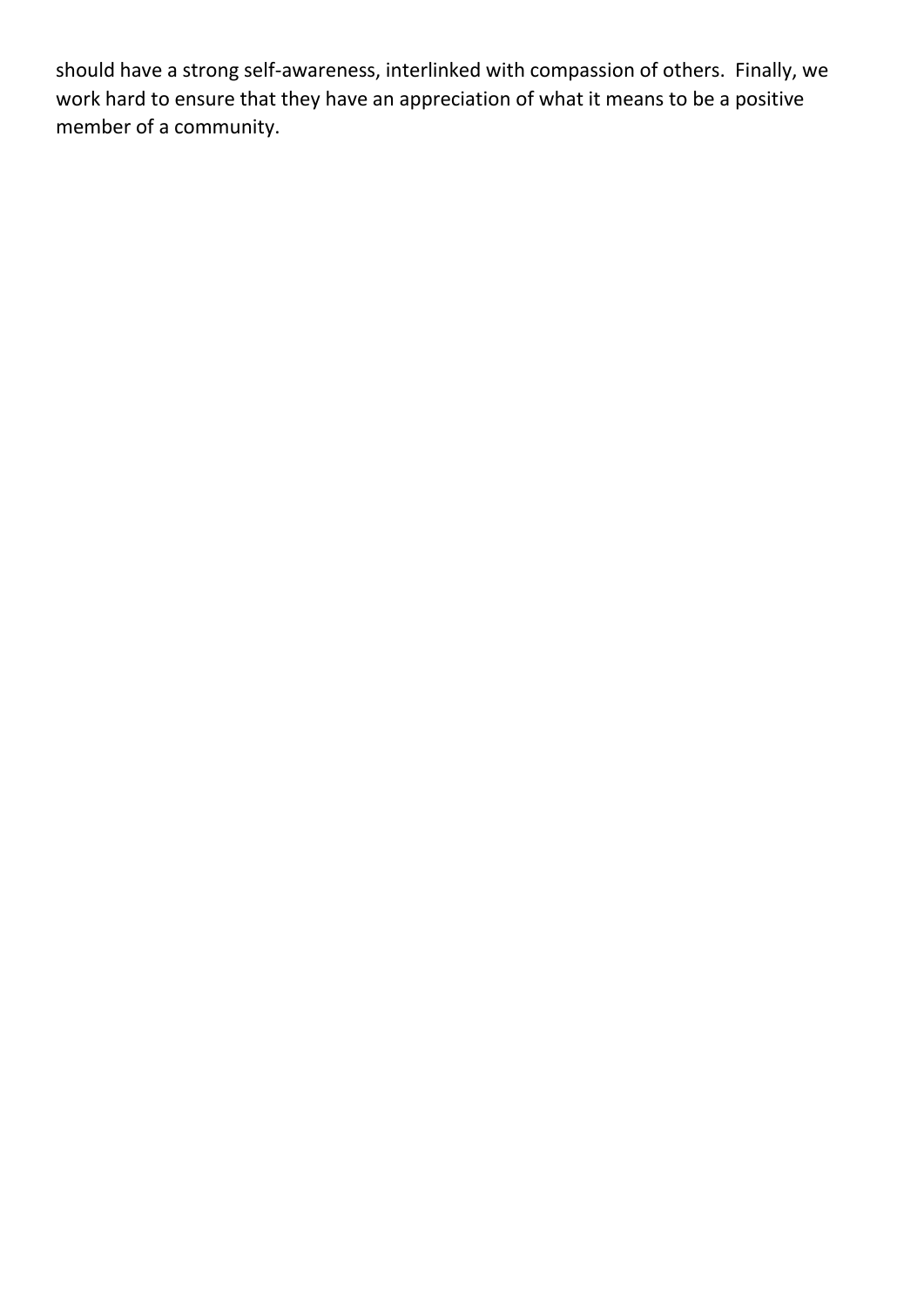should have a strong self-awareness, interlinked with compassion of others.  Finally, we work hard to ensure that they have an appreciation of what it means to be a positive member of a community.